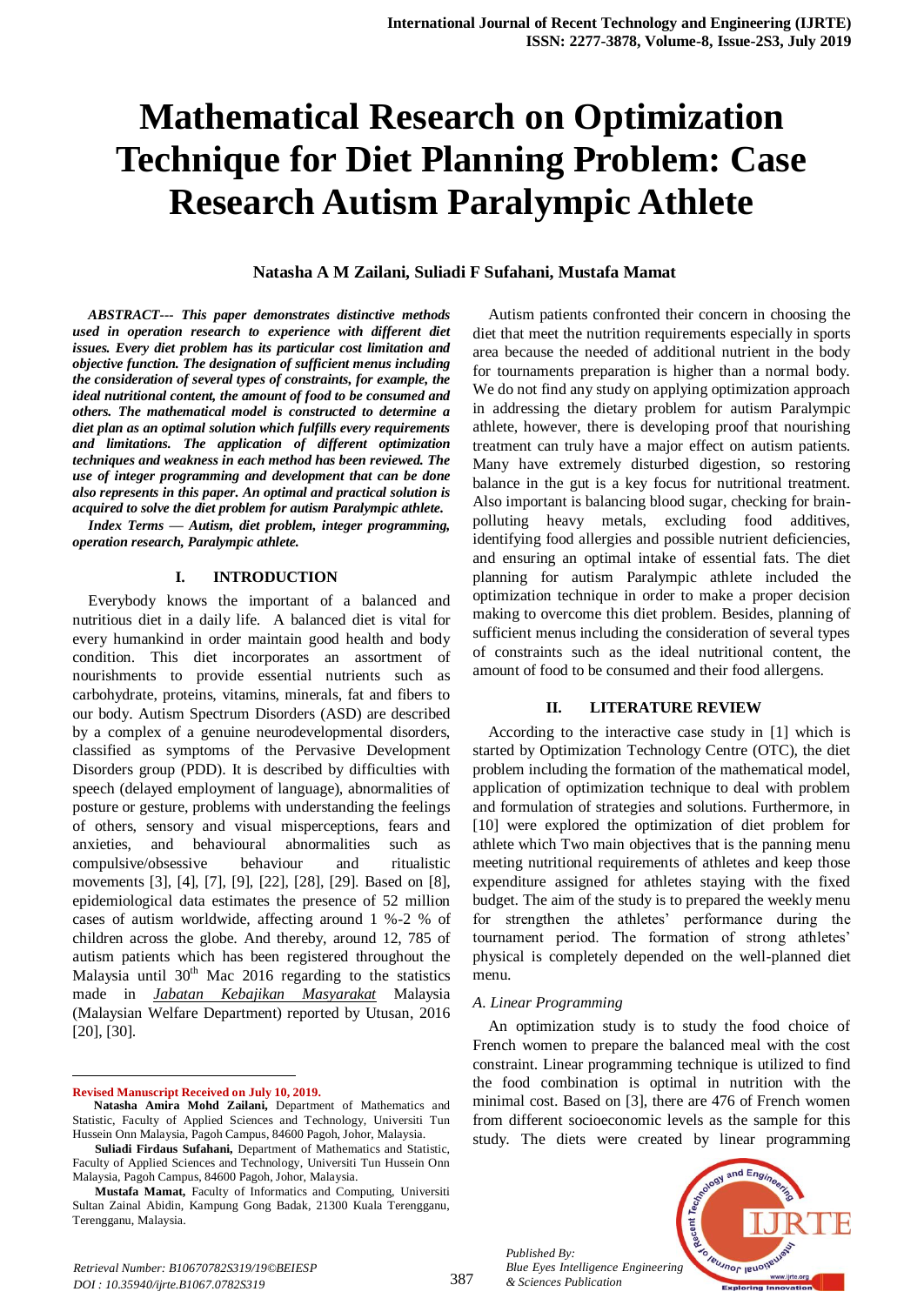# Mathematical Research on Optimization Technique for Diet Planning Problem: Case Research Autism Paralympic Athlete

**Natasha A M Zailani, Suliadi F Sufahani, Mustafa Mamat**

***ABSTRACT--- This paper demonstrates distinctive methods used in operation research to experience with different diet issues. Every diet problem has its particular cost limitation and objective function. The designation of sufficient menus including the consideration of several types of constraints, for example, the ideal nutritional content, the amount of food to be consumed and others. The mathematical model is constructed to determine a diet plan as an optimal solution which fulfills every requirements and limitations. The application of different optimization techniques and weakness in each method has been reviewed. The use of integer programming and development that can be done also represents in this paper. An optimal and practical solution is acquired to solve the diet problem for autism Paralympic athlete.***

***Index Terms — Autism, diet problem, integer programming, operation research, Paralympic athlete.***

## I. INTRODUCTION

Everybody knows the important of a balanced and nutritious diet in a daily life. A balanced diet is vital for every humankind in order maintain good health and body condition. This diet incorporates an assortment of nourishments to provide essential nutrients such as carbohydrate, proteins, vitamins, minerals, fat and fibers to our body. Autism Spectrum Disorders (ASD) are described by a complex of a genuine neurodevelopmental disorders, classified as symptoms of the Pervasive Development Disorders group (PDD). It is described by difficulties with speech (delayed employment of language), abnormalities of posture or gesture, problems with understanding the feelings of others, sensory and visual misperceptions, fears and anxieties, and behavioural abnormalities such as compulsive/obsessive behaviour and ritualistic movements [3], [4], [7], [9], [22], [28], [29]. Based on [8], epidemiological data estimates the presence of 52 million cases of autism worldwide, affecting around 1 %-2 % of children across the globe. And thereby, around 12, 785 of autism patients which has been registered throughout the Malaysia until 30th Mac 2016 regarding to the statistics made in *Jabatan Kebajikan Masyarakat* Malaysia (Malaysian Welfare Department) reported by Utusan, 2016 [20], [30].

Autism patients confronted their concern in choosing the diet that meet the nutrition requirements especially in sports area because the needed of additional nutrient in the body for tournaments preparation is higher than a normal body. We do not find any study on applying optimization approach in addressing the dietary problem for autism Paralympic athlete, however, there is developing proof that nourishing treatment can truly have a major effect on autism patients. Many have extremely disturbed digestion, so restoring balance in the gut is a key focus for nutritional treatment. Also important is balancing blood sugar, checking for brain-polluting heavy metals, excluding food additives, identifying food allergies and possible nutrient deficiencies, and ensuring an optimal intake of essential fats. The diet planning for autism Paralympic athlete included the optimization technique in order to make a proper decision making to overcome this diet problem. Besides, planning of sufficient menus including the consideration of several types of constraints such as the ideal nutritional content, the amount of food to be consumed and their food allergens.

## II. LITERATURE REVIEW

According to the interactive case study in [1] which is started by Optimization Technology Centre (OTC), the diet problem including the formation of the mathematical model, application of optimization technique to deal with problem and formulation of strategies and solutions. Furthermore, in [10] were explored the optimization of diet problem for athlete which Two main objectives that is the panning menu meeting nutritional requirements of athletes and keep those expenditure assigned for athletes staying with the fixed budget. The aim of the study is to prepared the weekly menu for strengthen the athletes' performance during the tournament period. The formation of strong athletes' physical is completely depended on the well-planned diet menu.

### A. Linear Programming

An optimization study is to study the food choice of French women to prepare the balanced meal with the cost constraint. Linear programming technique is utilized to find the food combination is optimal in nutrition with the minimal cost. Based on [3], there are 476 of French women from different socioeconomic levels as the sample for this study. The diets were created by linear programming

---

**Revised Manuscript Received on July 10, 2019.**

**Natasha Amira Mohd Zailani,** Department of Mathematics and Statistic, Faculty of Applied Sciences and Technology, Universiti Tun Hussein Onn Malaysia, Pagoh Campus, 84600 Pagoh, Johor, Malaysia.

**Suliadi Firdaus Sufahani,** Department of Mathematics and Statistic, Faculty of Applied Sciences and Technology, Universiti Tun Hussein Onn Malaysia, Pagoh Campus, 84600 Pagoh, Johor, Malaysia.

**Mustafa Mamat,** Faculty of Informatics and Computing, Universiti Sultan Zainal Abidin, Kampung Gong Badak, 21300 Kuala Terengganu, Terengganu, Malaysia.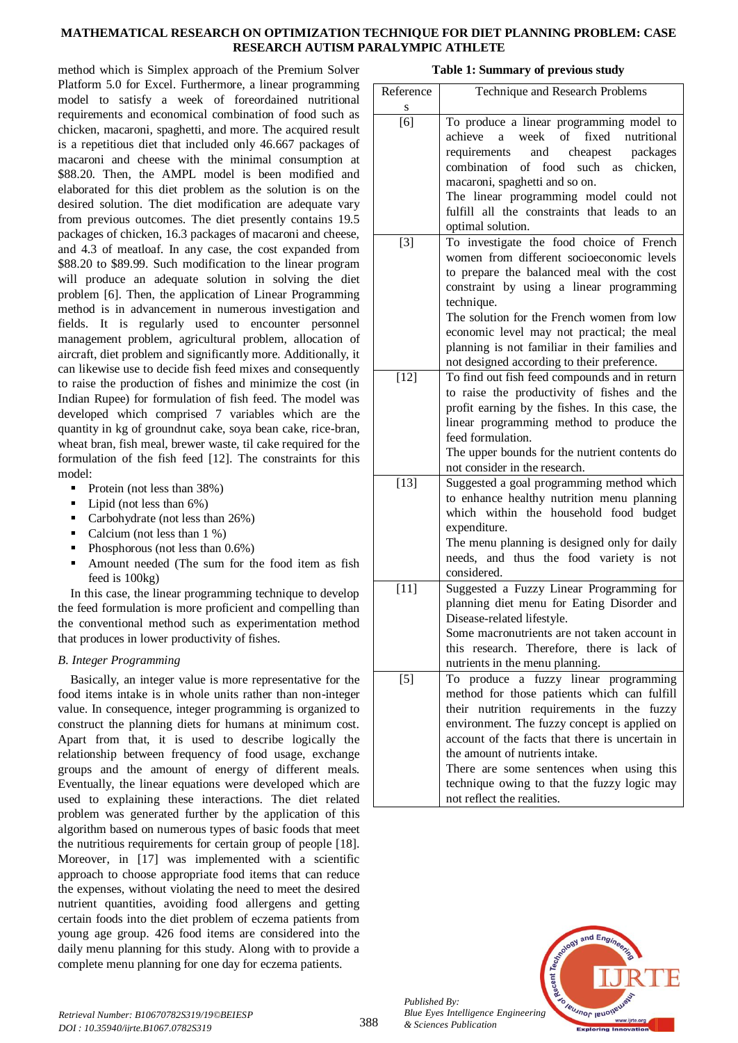method which is Simplex approach of the Premium Solver Platform 5.0 for Excel. Furthermore, a linear programming model to satisfy a week of foreordained nutritional requirements and economical combination of food such as chicken, macaroni, spaghetti, and more. The acquired result is a repetitious diet that included only 46.667 packages of macaroni and cheese with the minimal consumption at $88.20. Then, the AMPL model is been modified and elaborated for this diet problem as the solution is on the desired solution. The diet modification are adequate vary from previous outcomes. The diet presently contains 19.5 packages of chicken, 16.3 packages of macaroni and cheese, and 4.3 of meatloaf. In any case, the cost expanded from $88.20 to $89.99. Such modification to the linear program will produce an adequate solution in solving the diet problem [6]. Then, the application of Linear Programming method is in advancement in numerous investigation and fields. It is regularly used to encounter personnel management problem, agricultural problem, allocation of aircraft, diet problem and significantly more. Additionally, it can likewise use to decide fish feed mixes and consequently to raise the production of fishes and minimize the cost (in Indian Rupee) for formulation of fish feed. The model was developed which comprised 7 variables which are the quantity in kg of groundnut cake, soya bean cake, rice-bran, wheat bran, fish meal, brewer waste, til cake required for the formulation of the fish feed [12]. The constraints for this model:

- Protein (not less than 38%)
- Lipid (not less than 6%)
- Carbohydrate (not less than 26%)
- Calcium (not less than 1 %)
- Phosphorous (not less than 0.6%)
- Amount needed (The sum for the food item as fish feed is 100kg)

In this case, the linear programming technique to develop the feed formulation is more proficient and compelling than the conventional method such as experimentation method that produces in lower productivity of fishes.

### *B. Integer Programming*

Basically, an integer value is more representative for the food items intake is in whole units rather than non-integer value. In consequence, integer programming is organized to construct the planning diets for humans at minimum cost. Apart from that, it is used to describe logically the relationship between frequency of food usage, exchange groups and the amount of energy of different meals. Eventually, the linear equations were developed which are used to explaining these interactions. The diet related problem was generated further by the application of this algorithm based on numerous types of basic foods that meet the nutritious requirements for certain group of people [18]. Moreover, in [17] was implemented with a scientific approach to choose appropriate food items that can reduce the expenses, without violating the need to meet the desired nutrient quantities, avoiding food allergens and getting certain foods into the diet problem of eczema patients from young age group. 426 food items are considered into the daily menu planning for this study. Along with to provide a complete menu planning for one day for eczema patients.

**Table 1: Summary of previous study**

| References | Technique and Research Problems |
|---|---|
| [6] | To produce a linear programming model to achieve a week of fixed nutritional requirements and cheapest packages combination of food such as chicken, macaroni, spaghetti and so on.<br>The linear programming model could not fulfill all the constraints that leads to an optimal solution. |
| [3] | To investigate the food choice of French women from different socioeconomic levels to prepare the balanced meal with the cost constraint by using a linear programming technique.<br>The solution for the French women from low economic level may not practical; the meal planning is not familiar in their families and not designed according to their preference. |
| [12] | To find out fish feed compounds and in return to raise the productivity of fishes and the profit earning by the fishes. In this case, the linear programming method to produce the feed formulation.<br>The upper bounds for the nutrient contents do not consider in the research. |
| [13] | Suggested a goal programming method which to enhance healthy nutrition menu planning which within the household food budget expenditure.<br>The menu planning is designed only for daily needs, and thus the food variety is not considered. |
| [11] | Suggested a Fuzzy Linear Programming for planning diet menu for Eating Disorder and Disease-related lifestyle.<br>Some macronutrients are not taken account in this research. Therefore, there is lack of nutrients in the menu planning. |
| [5] | To produce a fuzzy linear programming method for those patients which can fulfill their nutrition requirements in the fuzzy environment. The fuzzy concept is applied on account of the facts that there is uncertain in the amount of nutrients intake.<br>There are some sentences when using this technique owing to that the fuzzy logic may not reflect the realities. |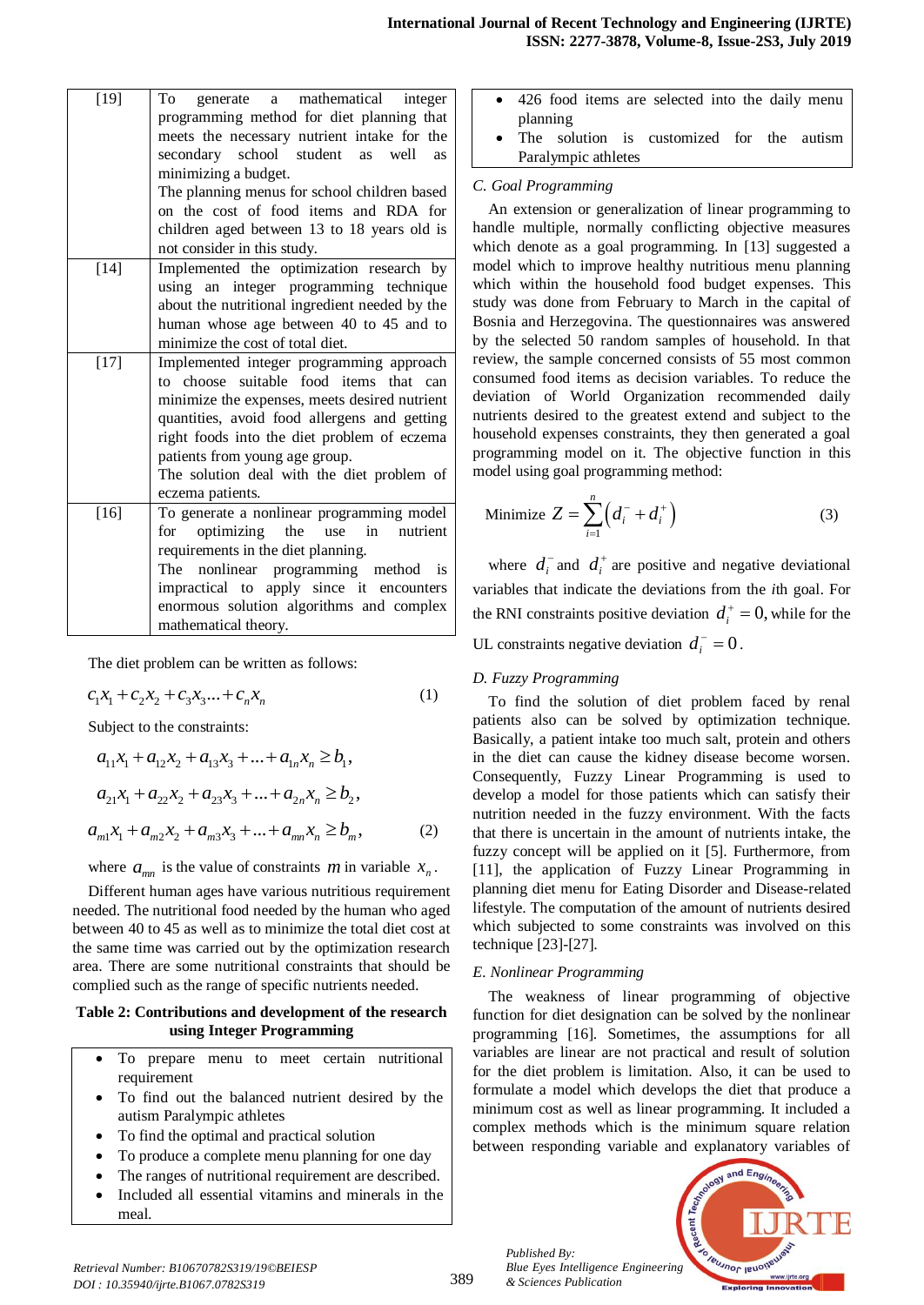| | |
|---|---|
| [19] | To generate a mathematical integer programming method for diet planning that meets the necessary nutrient intake for the secondary school student as well as minimizing a budget. The planning menus for school children based on the cost of food items and RDA for children aged between 13 to 18 years old is not consider in this study. |
| [14] | Implemented the optimization research by using an integer programming technique about the nutritional ingredient needed by the human whose age between 40 to 45 and to minimize the cost of total diet. |
| [17] | Implemented integer programming approach to choose suitable food items that can minimize the expenses, meets desired nutrient quantities, avoid food allergens and getting right foods into the diet problem of eczema patients from young age group. The solution deal with the diet problem of eczema patients. |
| [16] | To generate a nonlinear programming model for optimizing the use in nutrient requirements in the diet planning. The nonlinear programming method is impractical to apply since it encounters enormous solution algorithms and complex mathematical theory. |

The diet problem can be written as follows:

$$c_1x_1 + c_2x_2 + c_3x_3 ... + c_nx_n \tag{1}$$

Subject to the constraints:

$$a_{11}x_1 + a_{12}x_2 + a_{13}x_3 + ... + a_{1n}x_n \geq b_1,$$

$$a_{21}x_1 + a_{22}x_2 + a_{23}x_3 + ... + a_{2n}x_n \geq b_2,$$

$$a_{m1}x_1 + a_{m2}x_2 + a_{m3}x_3 + ... + a_{mn}x_n \geq b_m, \tag{2}$$

where $a_{mn}$ is the value of constraints $m$ in variable $x_n$.

Different human ages have various nutritious requirement needed. The nutritional food needed by the human who aged between 40 to 45 as well as to minimize the total diet cost at the same time was carried out by the optimization research area. There are some nutritional constraints that should be complied such as the range of specific nutrients needed.

**Table 2: Contributions and development of the research using Integer Programming**

| |
|---|
| • To prepare menu to meet certain nutritional requirement<br>• To find out the balanced nutrient desired by the autism Paralympic athletes<br>• To find the optimal and practical solution<br>• To produce a complete menu planning for one day<br>• The ranges of nutritional requirement are described.<br>• Included all essential vitamins and minerals in the meal.<br>• 426 food items are selected into the daily menu planning<br>• The solution is customized for the autism Paralympic athletes |

### C. Goal Programming

An extension or generalization of linear programming to handle multiple, normally conflicting objective measures which denote as a goal programming. In [13] suggested a model which to improve healthy nutritious menu planning which within the household food budget expenses. This study was done from February to March in the capital of Bosnia and Herzegovina. The questionnaires was answered by the selected 50 random samples of household. In that review, the sample concerned consists of 55 most common consumed food items as decision variables. To reduce the deviation of World Organization recommended daily nutrients desired to the greatest extend and subject to the household expenses constraints, they then generated a goal programming model on it. The objective function in this model using goal programming method:

$$\text{Minimize } Z = \sum_{i=1}^{n} \left( d_i^- + d_i^+ \right) \tag{3}$$

where $d_i^-$ and $d_i^+$ are positive and negative deviational variables that indicate the deviations from the *i*th goal. For the RNI constraints positive deviation $d_i^+ = 0$, while for the UL constraints negative deviation $d_i^- = 0$.

### D. Fuzzy Programming

To find the solution of diet problem faced by renal patients also can be solved by optimization technique. Basically, a patient intake too much salt, protein and others in the diet can cause the kidney disease become worsen. Consequently, Fuzzy Linear Programming is used to develop a model for those patients which can satisfy their nutrition needed in the fuzzy environment. With the facts that there is uncertain in the amount of nutrients intake, the fuzzy concept will be applied on it [5]. Furthermore, from [11], the application of Fuzzy Linear Programming in planning diet menu for Eating Disorder and Disease-related lifestyle. The computation of the amount of nutrients desired which subjected to some constraints was involved on this technique [23]-[27].

### E. Nonlinear Programming

The weakness of linear programming of objective function for diet designation can be solved by the nonlinear programming [16]. Sometimes, the assumptions for all variables are linear are not practical and result of solution for the diet problem is limitation. Also, it can be used to formulate a model which develops the diet that produce a minimum cost as well as linear programming. It included a complex methods which is the minimum square relation between responding variable and explanatory variables of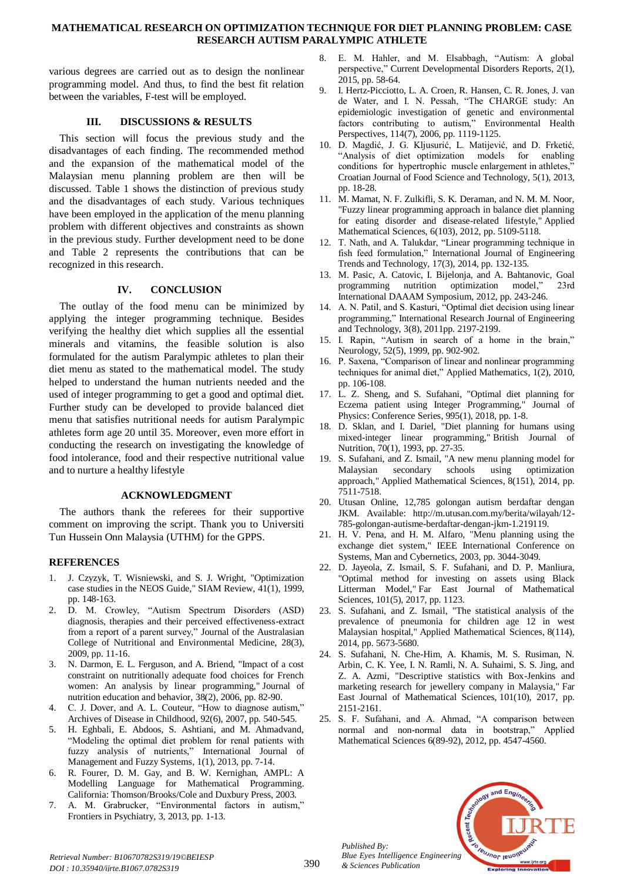various degrees are carried out as to design the nonlinear programming model. And thus, to find the best fit relation between the variables, F-test will be employed.

## III. DISCUSSIONS & RESULTS

This section will focus the previous study and the disadvantages of each finding. The recommended method and the expansion of the mathematical model of the Malaysian menu planning problem are then will be discussed. Table 1 shows the distinction of previous study and the disadvantages of each study. Various techniques have been employed in the application of the menu planning problem with different objectives and constraints as shown in the previous study. Further development need to be done and Table 2 represents the contributions that can be recognized in this research.

## IV. CONCLUSION

The outlay of the food menu can be minimized by applying the integer programming technique. Besides verifying the healthy diet which supplies all the essential minerals and vitamins, the feasible solution is also formulated for the autism Paralympic athletes to plan their diet menu as stated to the mathematical model. The study helped to understand the human nutrients needed and the used of integer programming to get a good and optimal diet. Further study can be developed to provide balanced diet menu that satisfies nutritional needs for autism Paralympic athletes form age 20 until 35. Moreover, even more effort in conducting the research on investigating the knowledge of food intolerance, food and their respective nutritional value and to nurture a healthy lifestyle

## ACKNOWLEDGMENT

The authors thank the referees for their supportive comment on improving the script. Thank you to Universiti Tun Hussein Onn Malaysia (UTHM) for the GPPS.

## REFERENCES

1. J. Czyzyk, T. Wisniewski, and S. J. Wright, "Optimization case studies in the NEOS Guide," SIAM Review, 41(1), 1999, pp. 148-163.
2. D. M. Crowley, "Autism Spectrum Disorders (ASD) diagnosis, therapies and their perceived effectiveness-extract from a report of a parent survey," Journal of the Australasian College of Nutritional and Environmental Medicine, 28(3), 2009, pp. 11-16.
3. N. Darmon, E. L. Ferguson, and A. Briend, "Impact of a cost constraint on nutritionally adequate food choices for French women: An analysis by linear programming," Journal of nutrition education and behavior, 38(2), 2006, pp. 82-90.
4. C. J. Dover, and A. L. Couteur, "How to diagnose autism," Archives of Disease in Childhood, 92(6), 2007, pp. 540-545.
5. H. Eghbali, E. Abdoos, S. Ashtiani, and M. Ahmadvand, "Modeling the optimal diet problem for renal patients with fuzzy analysis of nutrients," International Journal of Management and Fuzzy Systems, 1(1), 2013, pp. 7-14.
6. R. Fourer, D. M. Gay, and B. W. Kernighan, AMPL: A Modelling Language for Mathematical Programming. California: Thomson/Brooks/Cole and Duxbury Press, 2003.
7. A. M. Grabrucker, "Environmental factors in autism," Frontiers in Psychiatry, 3, 2013, pp. 1-13.
8. E. M. Hahler, and M. Elsabbagh, "Autism: A global perspective," Current Developmental Disorders Reports, 2(1), 2015, pp. 58-64.
9. I. Hertz-Picciotto, L. A. Croen, R. Hansen, C. R. Jones, J. van de Water, and I. N. Pessah, "The CHARGE study: An epidemiologic investigation of genetic and environmental factors contributing to autism," Environmental Health Perspectives, 114(7), 2006, pp. 1119-1125.
10. D. Magdić, J. G. Kljusurić, L. Matijević, and D. Frketić, "Analysis of diet optimization models for enabling conditions for hypertrophic muscle enlargement in athletes," Croatian Journal of Food Science and Technology, 5(1), 2013, pp. 18-28.
11. M. Mamat, N. F. Zulkifli, S. K. Deraman, and N. M. M. Noor, "Fuzzy linear programming approach in balance diet planning for eating disorder and disease-related lifestyle," Applied Mathematical Sciences, 6(103), 2012, pp. 5109-5118.
12. T. Nath, and A. Talukdar, "Linear programming technique in fish feed formulation," International Journal of Engineering Trends and Technology, 17(3), 2014, pp. 132-135.
13. M. Pasic, A. Catovic, I. Bijelonja, and A. Bahtanovic, Goal programming nutrition optimization model," 23rd International DAAAM Symposium, 2012, pp. 243-246.
14. A. N. Patil, and S. Kasturi, "Optimal diet decision using linear programming," International Research Journal of Engineering and Technology, 3(8), 2011pp. 2197-2199.
15. I. Rapin, "Autism in search of a home in the brain," Neurology, 52(5), 1999, pp. 902-902.
16. P. Saxena, "Comparison of linear and nonlinear programming techniques for animal diet," Applied Mathematics, 1(2), 2010, pp. 106-108.
17. L. Z. Sheng, and S. Sufahani, "Optimal diet planning for Eczema patient using Integer Programming," Journal of Physics: Conference Series, 995(1), 2018, pp. 1-8.
18. D. Sklan, and I. Dariel, "Diet planning for humans using mixed-integer linear programming," British Journal of Nutrition, 70(1), 1993, pp. 27-35.
19. S. Sufahani, and Z. Ismail, "A new menu planning model for Malaysian secondary schools using optimization approach," Applied Mathematical Sciences, 8(151), 2014, pp. 7511-7518.
20. Utusan Online, 12,785 golongan autism berdaftar dengan JKM. Available: http://m.utusan.com.my/berita/wilayah/12-785-golongan-autisme-berdaftar-dengan-jkm-1.219119.
21. H. V. Pena, and H. M. Alfaro, "Menu planning using the exchange diet system," IEEE International Conference on Systems, Man and Cybernetics, 2003, pp. 3044-3049.
22. D. Jayeola, Z. Ismail, S. F. Sufahani, and D. P. Manliura, "Optimal method for investing on assets using Black Litterman Model," Far East Journal of Mathematical Sciences, 101(5), 2017, pp. 1123.
23. S. Sufahani, and Z. Ismail, "The statistical analysis of the prevalence of pneumonia for children age 12 in west Malaysian hospital," Applied Mathematical Sciences, 8(114), 2014, pp. 5673-5680.
24. S. Sufahani, N. Che-Him, A. Khamis, M. S. Rusiman, N. Arbin, C. K. Yee, I. N. Ramli, N. A. Suhaimi, S. S. Jing, and Z. A. Azmi, "Descriptive statistics with Box-Jenkins and marketing research for jewellery company in Malaysia," Far East Journal of Mathematical Sciences, 101(10), 2017, pp. 2151-2161.
25. S. F. Sufahani, and A. Ahmad, "A comparison between normal and non-normal data in bootstrap," Applied Mathematical Sciences 6(89-92), 2012, pp. 4547-4560.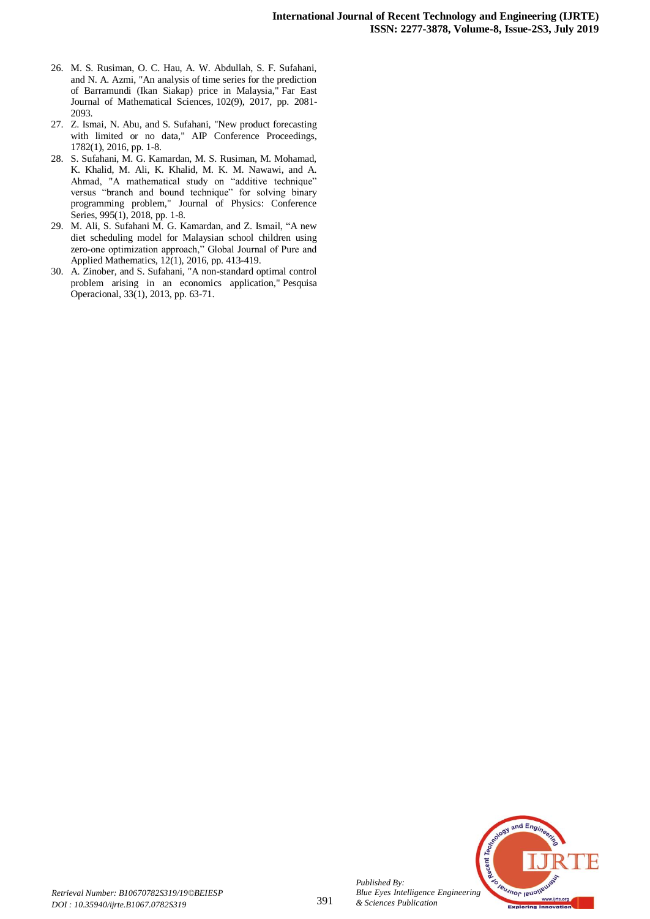26. M. S. Rusiman, O. C. Hau, A. W. Abdullah, S. F. Sufahani, and N. A. Azmi, "An analysis of time series for the prediction of Barramundi (Ikan Siakap) price in Malaysia," Far East Journal of Mathematical Sciences, 102(9), 2017, pp. 2081-2093.
27. Z. Ismai, N. Abu, and S. Sufahani, "New product forecasting with limited or no data," AIP Conference Proceedings, 1782(1), 2016, pp. 1-8.
28. S. Sufahani, M. G. Kamardan, M. S. Rusiman, M. Mohamad, K. Khalid, M. Ali, K. Khalid, M. K. M. Nawawi, and A. Ahmad, "A mathematical study on "additive technique" versus "branch and bound technique" for solving binary programming problem," Journal of Physics: Conference Series, 995(1), 2018, pp. 1-8.
29. M. Ali, S. Sufahani M. G. Kamardan, and Z. Ismail, "A new diet scheduling model for Malaysian school children using zero-one optimization approach," Global Journal of Pure and Applied Mathematics, 12(1), 2016, pp. 413-419.
30. A. Zinober, and S. Sufahani, "A non-standard optimal control problem arising in an economics application," Pesquisa Operacional, 33(1), 2013, pp. 63-71.